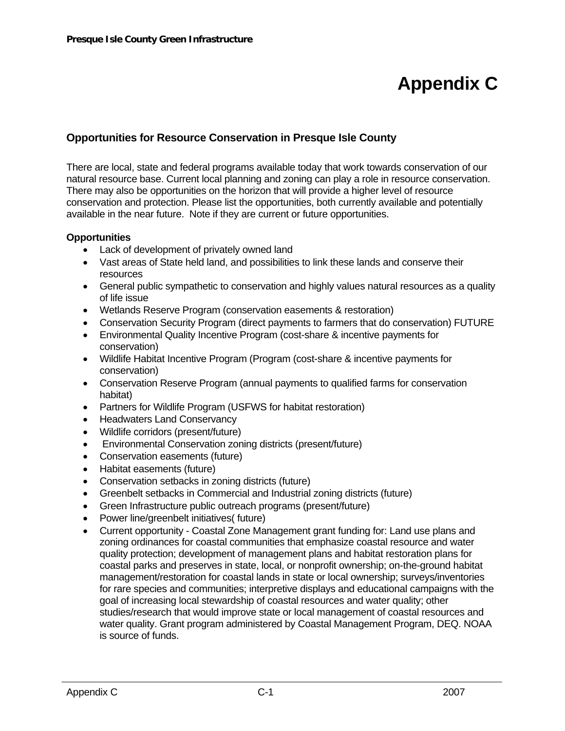# Appendix C

## Opportunities for Resource Conservation in Presque Isle County

There are local, state and federal programs available today that work towards conservation of our natural resource base. Current local planning and zoning can play a role in resource conservation. There may also be opportunities on the horizon that will provide a higher level of resource conservation and protection. Please list the opportunities, both currently available and potentially available in the near future. Note if they are current or future opportunities.

**Opportunities**

- Lack of development of privately owned land
- Vast areas of State held land, and possibilities to link these lands and conserve their resources
- General public sympathetic to conservation and highly values natural resources as a quality of life issue
- Wetlands Reserve Program (conservation easements & restoration)
- Conservation Security Program (direct payments to farmers that do conservation) FUTURE
- Environmental Quality Incentive Program (cost-share & incentive payments for conservation)
- Wildlife Habitat Incentive Program (Program (cost-share & incentive payments for conservation)
- Conservation Reserve Program (annual payments to qualified farms for conservation habitat)
- Partners for Wildlife Program (USFWS for habitat restoration)
- Headwaters Land Conservancy
- Wildlife corridors (present/future)
- Environmental Conservation zoning districts (present/future)
- Conservation easements (future)
- Habitat easements (future)
- Conservation setbacks in zoning districts (future)
- Greenbelt setbacks in Commercial and Industrial zoning districts (future)
- Green Infrastructure public outreach programs (present/future)
- Power line/greenbelt initiatives( future)
- Current opportunity - Coastal Zone Management grant funding for: Land use plans and zoning ordinances for coastal communities that emphasize coastal resource and water quality protection; development of management plans and habitat restoration plans for coastal parks and preserves in state, local, or nonprofit ownership; on-the-ground habitat management/restoration for coastal lands in state or local ownership; surveys/inventories for rare species and communities; interpretive displays and educational campaigns with the goal of increasing local stewardship of coastal resources and water quality; other studies/research that would improve state or local management of coastal resources and water quality. Grant program administered by Coastal Management Program, DEQ. NOAA is source of funds.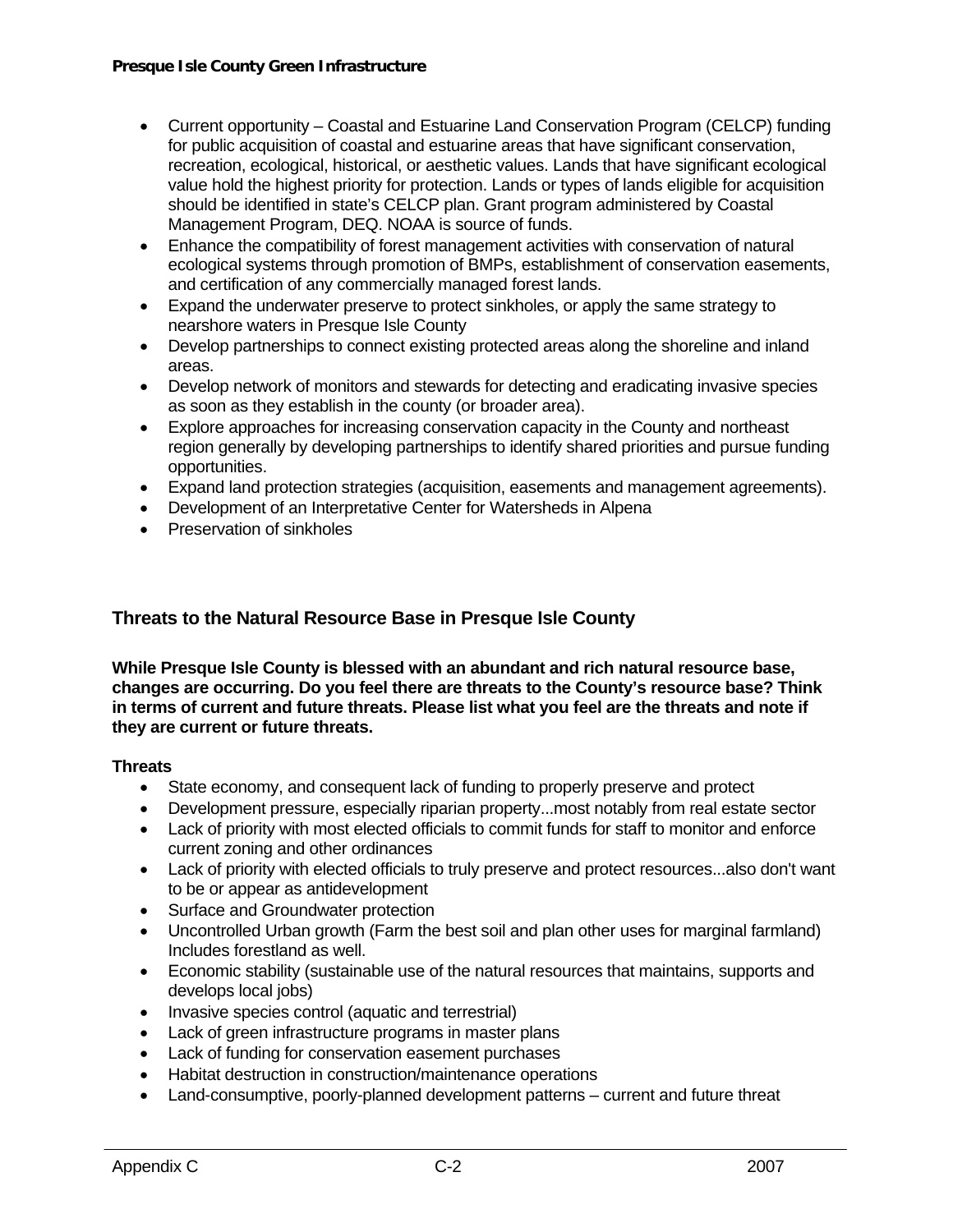- Current opportunity – Coastal and Estuarine Land Conservation Program (CELCP) funding for public acquisition of coastal and estuarine areas that have significant conservation, recreation, ecological, historical, or aesthetic values. Lands that have significant ecological value hold the highest priority for protection. Lands or types of lands eligible for acquisition should be identified in state's CELCP plan. Grant program administered by Coastal Management Program, DEQ. NOAA is source of funds.
- Enhance the compatibility of forest management activities with conservation of natural ecological systems through promotion of BMPs, establishment of conservation easements, and certification of any commercially managed forest lands.
- Expand the underwater preserve to protect sinkholes, or apply the same strategy to nearshore waters in Presque Isle County
- Develop partnerships to connect existing protected areas along the shoreline and inland areas.
- Develop network of monitors and stewards for detecting and eradicating invasive species as soon as they establish in the county (or broader area).
- Explore approaches for increasing conservation capacity in the County and northeast region generally by developing partnerships to identify shared priorities and pursue funding opportunities.
- Expand land protection strategies (acquisition, easements and management agreements).
- Development of an Interpretative Center for Watersheds in Alpena
- Preservation of sinkholes

## Threats to the Natural Resource Base in Presque Isle County

**While Presque Isle County is blessed with an abundant and rich natural resource base, changes are occurring. Do you feel there are threats to the County's resource base? Think in terms of current and future threats. Please list what you feel are the threats and note if they are current or future threats.**

**Threats**

- State economy, and consequent lack of funding to properly preserve and protect
- Development pressure, especially riparian property...most notably from real estate sector
- Lack of priority with most elected officials to commit funds for staff to monitor and enforce current zoning and other ordinances
- Lack of priority with elected officials to truly preserve and protect resources...also don't want to be or appear as antidevelopment
- Surface and Groundwater protection
- Uncontrolled Urban growth (Farm the best soil and plan other uses for marginal farmland) Includes forestland as well.
- Economic stability (sustainable use of the natural resources that maintains, supports and develops local jobs)
- Invasive species control (aquatic and terrestrial)
- Lack of green infrastructure programs in master plans
- Lack of funding for conservation easement purchases
- Habitat destruction in construction/maintenance operations
- Land-consumptive, poorly-planned development patterns – current and future threat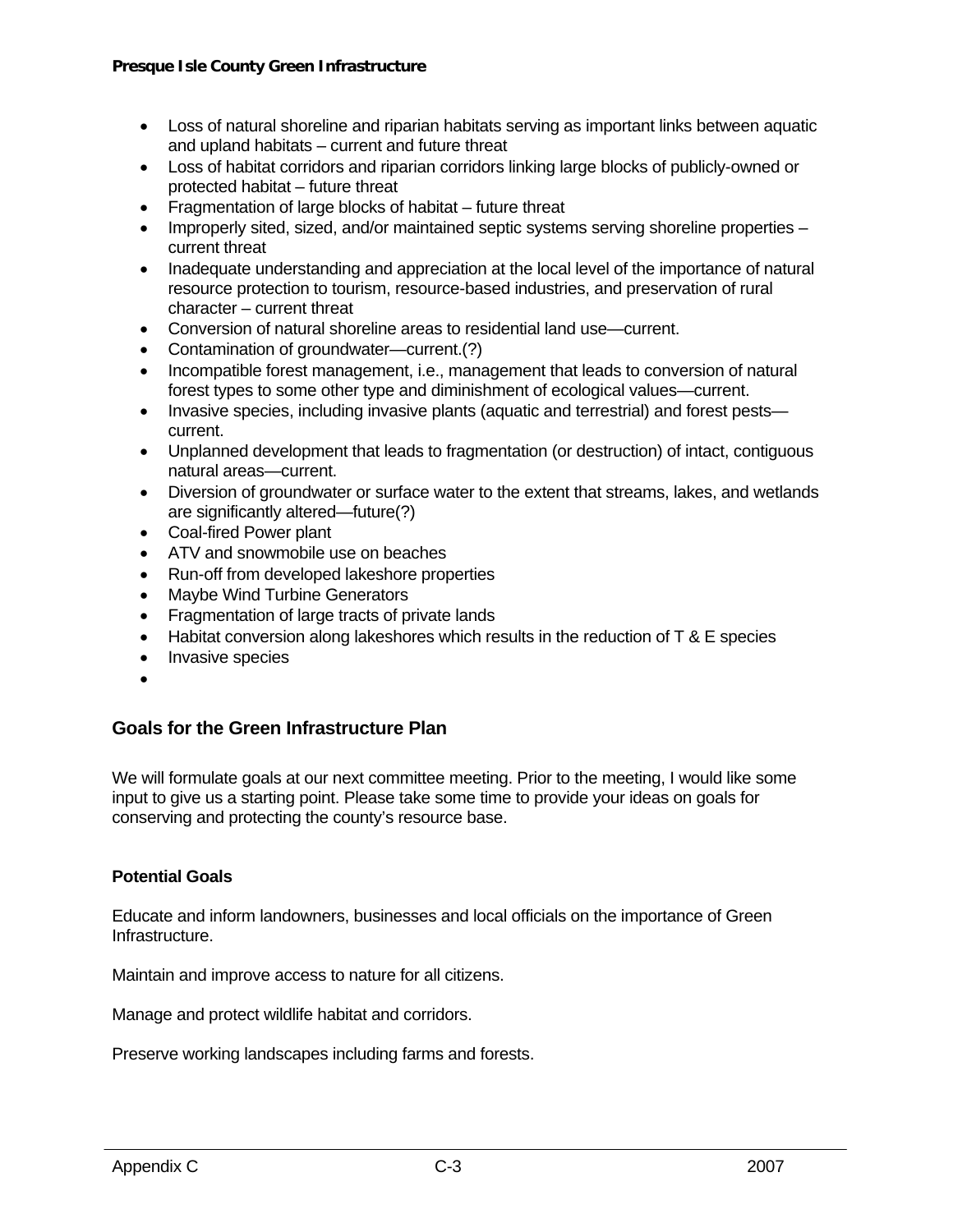- Loss of natural shoreline and riparian habitats serving as important links between aquatic and upland habitats – current and future threat
- Loss of habitat corridors and riparian corridors linking large blocks of publicly-owned or protected habitat – future threat
- Fragmentation of large blocks of habitat – future threat
- Improperly sited, sized, and/or maintained septic systems serving shoreline properties – current threat
- Inadequate understanding and appreciation at the local level of the importance of natural resource protection to tourism, resource-based industries, and preservation of rural character – current threat
- Conversion of natural shoreline areas to residential land use—current.
- Contamination of groundwater—current.(?)
- Incompatible forest management, i.e., management that leads to conversion of natural forest types to some other type and diminishment of ecological values—current.
- Invasive species, including invasive plants (aquatic and terrestrial) and forest pests—current.
- Unplanned development that leads to fragmentation (or destruction) of intact, contiguous natural areas—current.
- Diversion of groundwater or surface water to the extent that streams, lakes, and wetlands are significantly altered—future(?)
- Coal-fired Power plant
- ATV and snowmobile use on beaches
- Run-off from developed lakeshore properties
- Maybe Wind Turbine Generators
- Fragmentation of large tracts of private lands
- Habitat conversion along lakeshores which results in the reduction of T & E species
- Invasive species

## Goals for the Green Infrastructure Plan

We will formulate goals at our next committee meeting. Prior to the meeting, I would like some input to give us a starting point. Please take some time to provide your ideas on goals for conserving and protecting the county's resource base.

### Potential Goals

Educate and inform landowners, businesses and local officials on the importance of Green Infrastructure.

Maintain and improve access to nature for all citizens.

Manage and protect wildlife habitat and corridors.

Preserve working landscapes including farms and forests.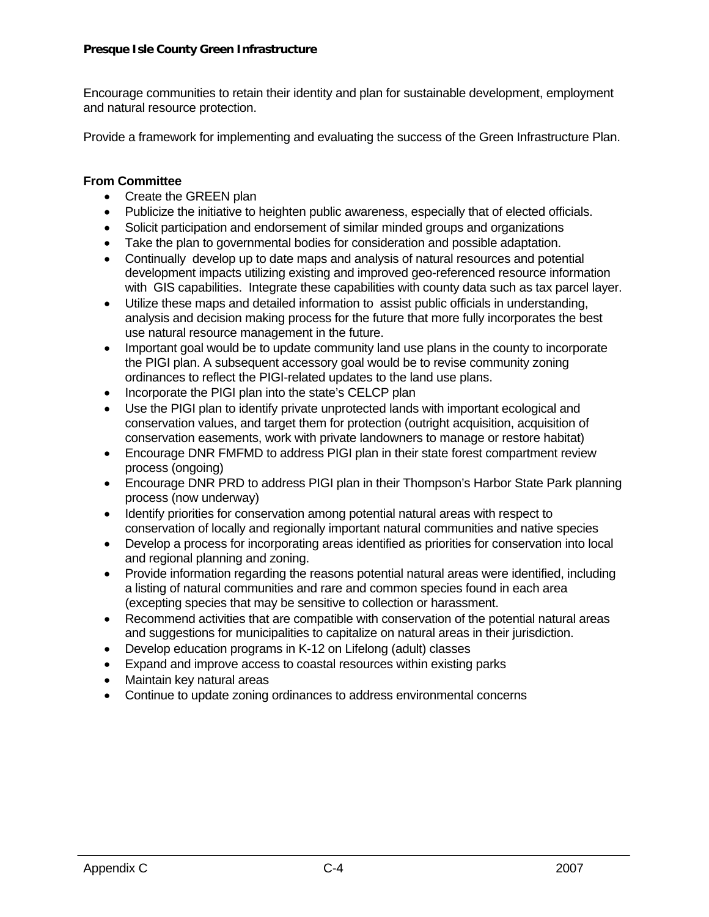Encourage communities to retain their identity and plan for sustainable development, employment and natural resource protection.

Provide a framework for implementing and evaluating the success of the Green Infrastructure Plan.

**From Committee**

- Create the GREEN plan
- Publicize the initiative to heighten public awareness, especially that of elected officials.
- Solicit participation and endorsement of similar minded groups and organizations
- Take the plan to governmental bodies for consideration and possible adaptation.
- Continually develop up to date maps and analysis of natural resources and potential development impacts utilizing existing and improved geo-referenced resource information with GIS capabilities. Integrate these capabilities with county data such as tax parcel layer.
- Utilize these maps and detailed information to assist public officials in understanding, analysis and decision making process for the future that more fully incorporates the best use natural resource management in the future.
- Important goal would be to update community land use plans in the county to incorporate the PIGI plan. A subsequent accessory goal would be to revise community zoning ordinances to reflect the PIGI-related updates to the land use plans.
- Incorporate the PIGI plan into the state's CELCP plan
- Use the PIGI plan to identify private unprotected lands with important ecological and conservation values, and target them for protection (outright acquisition, acquisition of conservation easements, work with private landowners to manage or restore habitat)
- Encourage DNR FMFMD to address PIGI plan in their state forest compartment review process (ongoing)
- Encourage DNR PRD to address PIGI plan in their Thompson's Harbor State Park planning process (now underway)
- Identify priorities for conservation among potential natural areas with respect to conservation of locally and regionally important natural communities and native species
- Develop a process for incorporating areas identified as priorities for conservation into local and regional planning and zoning.
- Provide information regarding the reasons potential natural areas were identified, including a listing of natural communities and rare and common species found in each area (excepting species that may be sensitive to collection or harassment.
- Recommend activities that are compatible with conservation of the potential natural areas and suggestions for municipalities to capitalize on natural areas in their jurisdiction.
- Develop education programs in K-12 on Lifelong (adult) classes
- Expand and improve access to coastal resources within existing parks
- Maintain key natural areas
- Continue to update zoning ordinances to address environmental concerns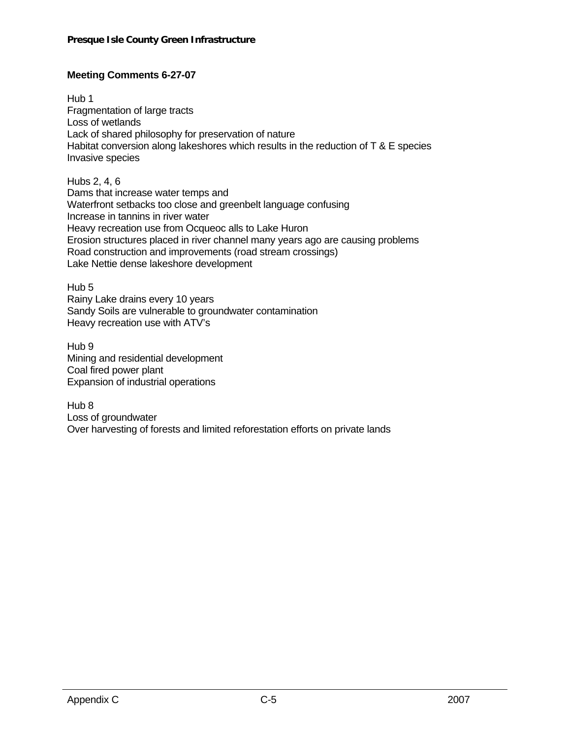## Meeting Comments 6-27-07

Hub 1
Fragmentation of large tracts
Loss of wetlands
Lack of shared philosophy for preservation of nature
Habitat conversion along lakeshores which results in the reduction of T & E species
Invasive species

Hubs 2, 4, 6
Dams that increase water temps and
Waterfront setbacks too close and greenbelt language confusing
Increase in tannins in river water
Heavy recreation use from Ocqueoc alls to Lake Huron
Erosion structures placed in river channel many years ago are causing problems
Road construction and improvements (road stream crossings)
Lake Nettie dense lakeshore development

Hub 5
Rainy Lake drains every 10 years
Sandy Soils are vulnerable to groundwater contamination
Heavy recreation use with ATV's

Hub 9
Mining and residential development
Coal fired power plant
Expansion of industrial operations

Hub 8
Loss of groundwater
Over harvesting of forests and limited reforestation efforts on private lands